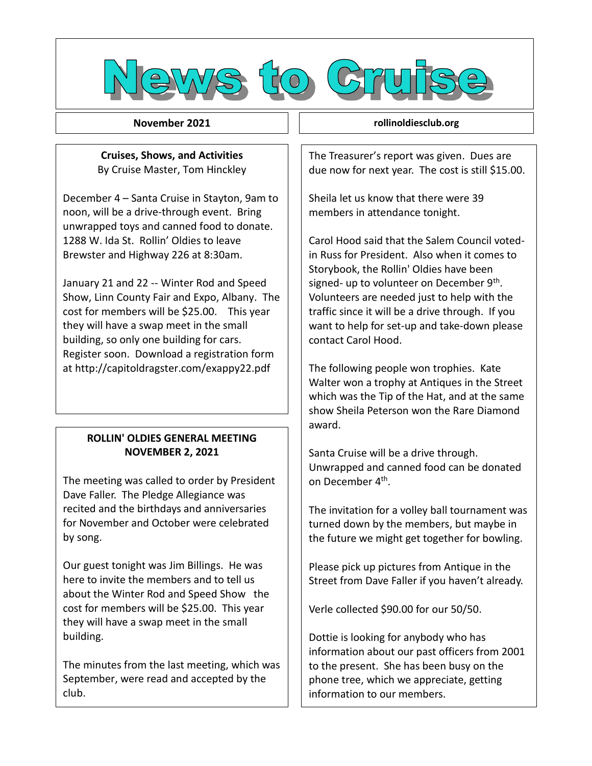# News to Cruise

**November 2021**

**rollinoldiesclub.org**

## Cruises, Shows, and Activities

By Cruise Master, Tom Hinckley

December 4 – Santa Cruise in Stayton, 9am to noon, will be a drive-through event. Bring unwrapped toys and canned food to donate. 1288 W. Ida St. Rollin' Oldies to leave Brewster and Highway 226 at 8:30am.

January 21 and 22 -- Winter Rod and Speed Show, Linn County Fair and Expo, Albany. The cost for members will be $25.00. This year they will have a swap meet in the small building, so only one building for cars. Register soon. Download a registration form at http://capitoldragster.com/exappy22.pdf

## ROLLIN' OLDIES GENERAL MEETING NOVEMBER 2, 2021

The meeting was called to order by President Dave Faller. The Pledge Allegiance was recited and the birthdays and anniversaries for November and October were celebrated by song.

Our guest tonight was Jim Billings. He was here to invite the members and to tell us about the Winter Rod and Speed Show the cost for members will be $25.00. This year they will have a swap meet in the small building.

The minutes from the last meeting, which was September, were read and accepted by the club.

The Treasurer's report was given. Dues are due now for next year. The cost is still $15.00.

Sheila let us know that there were 39 members in attendance tonight.

Carol Hood said that the Salem Council voted-in Russ for President. Also when it comes to Storybook, the Rollin' Oldies have been signed- up to volunteer on December 9th. Volunteers are needed just to help with the traffic since it will be a drive through. If you want to help for set-up and take-down please contact Carol Hood.

The following people won trophies. Kate Walter won a trophy at Antiques in the Street which was the Tip of the Hat, and at the same show Sheila Peterson won the Rare Diamond award.

Santa Cruise will be a drive through. Unwrapped and canned food can be donated on December 4th.

The invitation for a volley ball tournament was turned down by the members, but maybe in the future we might get together for bowling.

Please pick up pictures from Antique in the Street from Dave Faller if you haven't already.

Verle collected $90.00 for our 50/50.

Dottie is looking for anybody who has information about our past officers from 2001 to the present. She has been busy on the phone tree, which we appreciate, getting information to our members.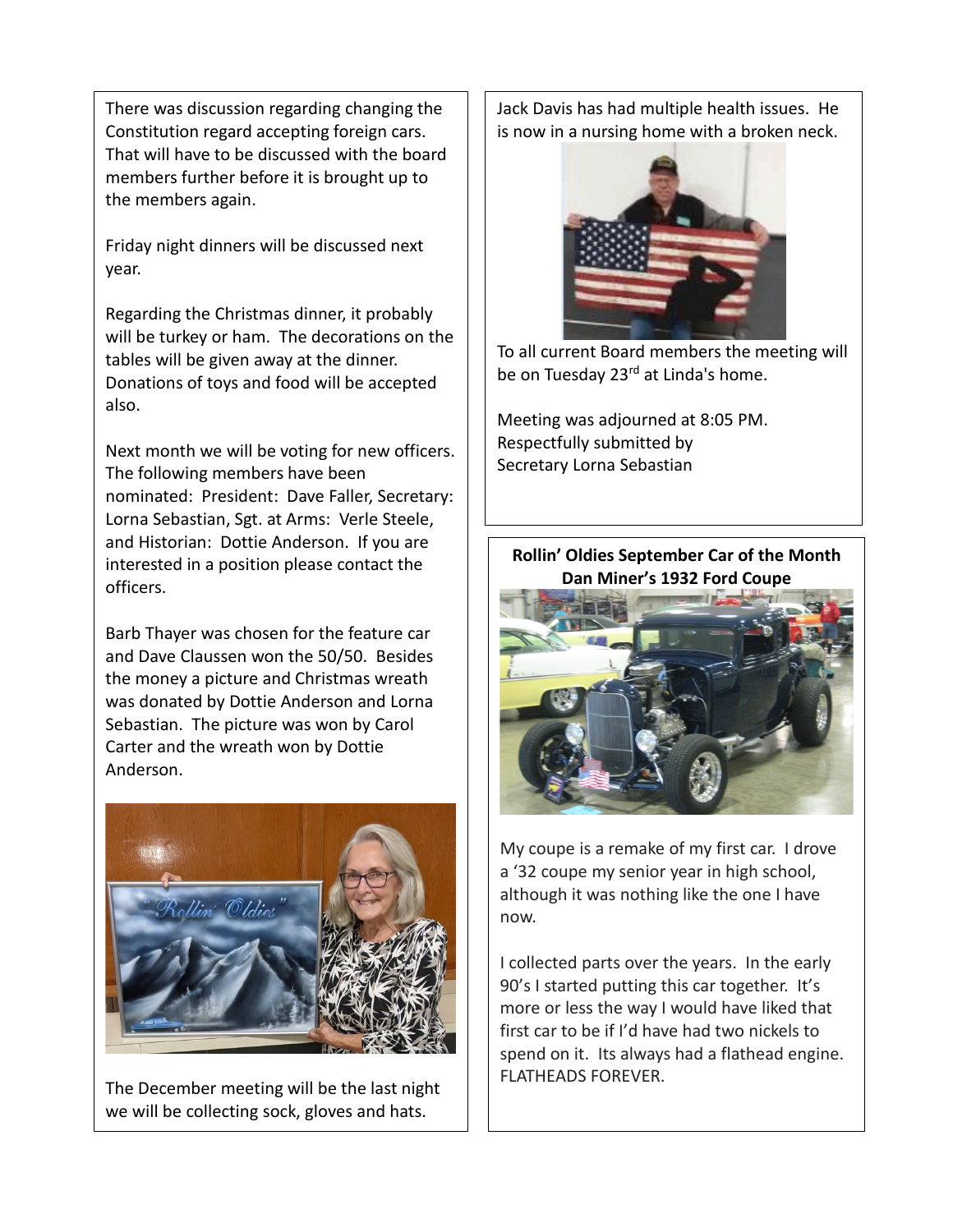There was discussion regarding changing the Constitution regard accepting foreign cars. That will have to be discussed with the board members further before it is brought up to the members again.

Friday night dinners will be discussed next year.

Regarding the Christmas dinner, it probably will be turkey or ham. The decorations on the tables will be given away at the dinner. Donations of toys and food will be accepted also.

Next month we will be voting for new officers. The following members have been nominated: President: Dave Faller, Secretary: Lorna Sebastian, Sgt. at Arms: Verle Steele, and Historian: Dottie Anderson. If you are interested in a position please contact the officers.

Barb Thayer was chosen for the feature car and Dave Claussen won the 50/50. Besides the money a picture and Christmas wreath was donated by Dottie Anderson and Lorna Sebastian. The picture was won by Carol Carter and the wreath won by Dottie Anderson.

The December meeting will be the last night we will be collecting sock, gloves and hats.

Jack Davis has had multiple health issues. He is now in a nursing home with a broken neck.

To all current Board members the meeting will be on Tuesday 23rd at Linda's home.

Meeting was adjourned at 8:05 PM.
Respectfully submitted by
Secretary Lorna Sebastian

**Rollin' Oldies September Car of the Month**
**Dan Miner's 1932 Ford Coupe**

My coupe is a remake of my first car. I drove a '32 coupe my senior year in high school, although it was nothing like the one I have now.

I collected parts over the years. In the early 90's I started putting this car together. It's more or less the way I would have liked that first car to be if I'd have had two nickels to spend on it. Its always had a flathead engine. FLATHEADS FOREVER.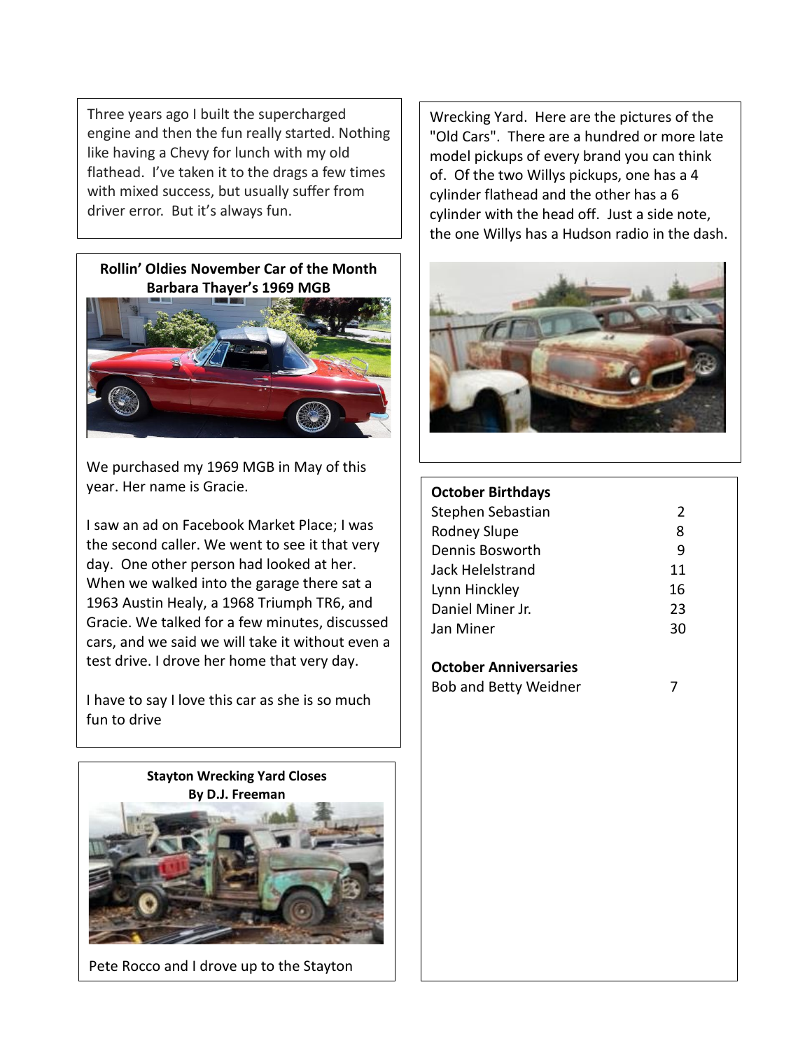Three years ago I built the supercharged engine and then the fun really started. Nothing like having a Chevy for lunch with my old flathead. I've taken it to the drags a few times with mixed success, but usually suffer from driver error. But it's always fun.

**Rollin' Oldies November Car of the Month**
**Barbara Thayer's 1969 MGB**

We purchased my 1969 MGB in May of this year. Her name is Gracie.

I saw an ad on Facebook Market Place; I was the second caller. We went to see it that very day. One other person had looked at her. When we walked into the garage there sat a 1963 Austin Healy, a 1968 Triumph TR6, and Gracie. We talked for a few minutes, discussed cars, and we said we will take it without even a test drive. I drove her home that very day.

I have to say I love this car as she is so much fun to drive

**Stayton Wrecking Yard Closes**
**By D.J. Freeman**

Pete Rocco and I drove up to the Stayton Wrecking Yard. Here are the pictures of the "Old Cars". There are a hundred or more late model pickups of every brand you can think of. Of the two Willys pickups, one has a 4 cylinder flathead and the other has a 6 cylinder with the head off. Just a side note, the one Willys has a Hudson radio in the dash.

**October Birthdays**

| | |
|---|---|
| Stephen Sebastian | 2 |
| Rodney Slupe | 8 |
| Dennis Bosworth | 9 |
| Jack Helelstrand | 11 |
| Lynn Hinckley | 16 |
| Daniel Miner Jr. | 23 |
| Jan Miner | 30 |

**October Anniversaries**

| | |
|---|---|
| Bob and Betty Weidner | 7 |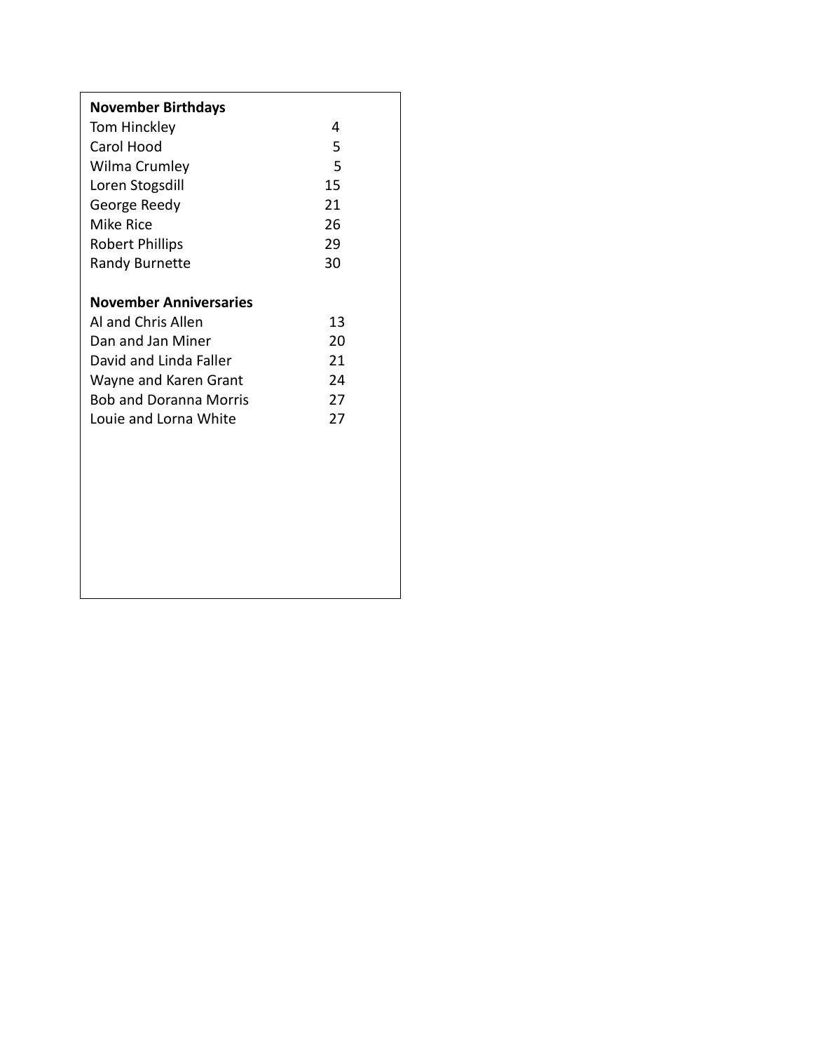**November Birthdays**

| | |
|---|---|
| Tom Hinckley | 4 |
| Carol Hood | 5 |
| Wilma Crumley | 5 |
| Loren Stogsdill | 15 |
| George Reedy | 21 |
| Mike Rice | 26 |
| Robert Phillips | 29 |
| Randy Burnette | 30 |

**November Anniversaries**

| | |
|---|---|
| Al and Chris Allen | 13 |
| Dan and Jan Miner | 20 |
| David and Linda Faller | 21 |
| Wayne and Karen Grant | 24 |
| Bob and Doranna Morris | 27 |
| Louie and Lorna White | 27 |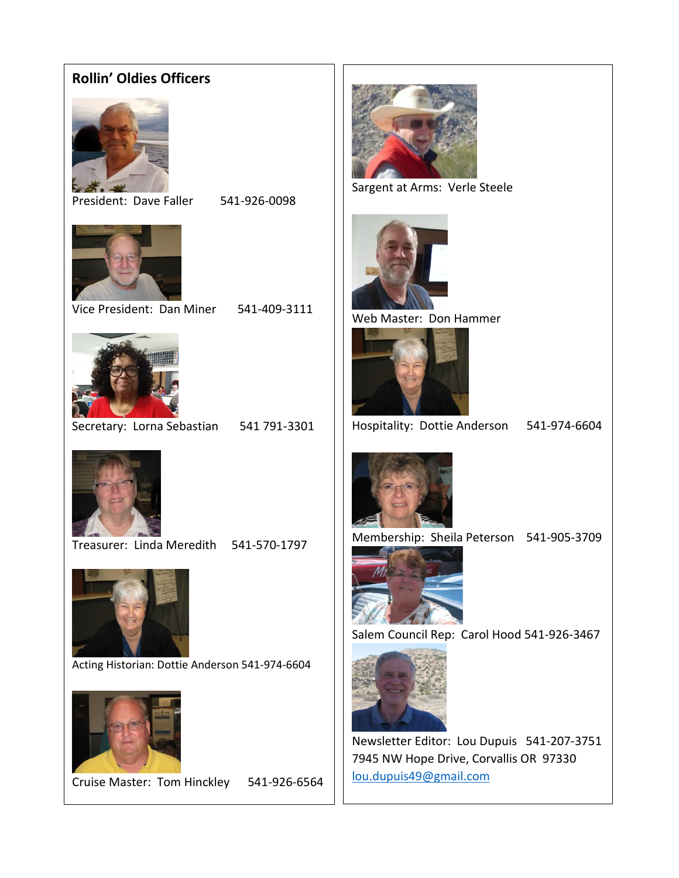## Rollin' Oldies Officers

President: Dave Faller 541-926-0098

Vice President: Dan Miner 541-409-3111

Secretary: Lorna Sebastian 541 791-3301

Treasurer: Linda Meredith 541-570-1797

Acting Historian: Dottie Anderson 541-974-6604

Cruise Master: Tom Hinckley 541-926-6564

Sargent at Arms: Verle Steele

Web Master: Don Hammer

Hospitality: Dottie Anderson 541-974-6604

Membership: Sheila Peterson 541-905-3709

Salem Council Rep: Carol Hood 541-926-3467

Newsletter Editor: Lou Dupuis 541-207-3751
7945 NW Hope Drive, Corvallis OR 97330
lou.dupuis49@gmail.com